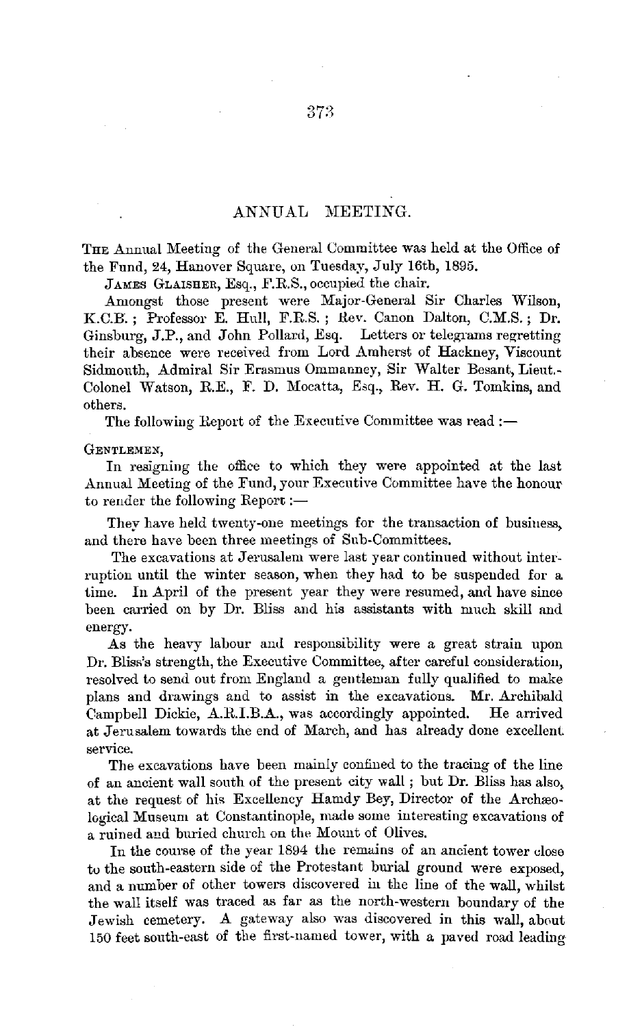## ANNUAL MEETING.

THE Annual Meeting of the General Committee was held at the Office of the Fund, 24, Hanover Square, on Tuesday, July 16th, 1895.

JAMES GLAISHER, Esq., F.R.S., occupied the chair.

Amongst those present were Major-General Sir Charles Wilson, K.C.B.; Professor E. Hull, F.R.S.; Rev. Canon Dalton, C.M.S.; Dr. Ginsburg, J.P., and John Pollard, Esq. Letters or telegrams regretting their absence were received from Lord Amherst of Hackney, Viscount Sidmouth, Admiral Sir Erasmus Ommanney, Sir Walter Besant, Lieut.-Colonel Watson, R.E., F. D. Mocatta, Esq., Rev. H. G. Tomkins, and others.

The following Report of the Executive Committee was read:—

GENTLEMEN,

In resigning the office to which they were appointed at the last Annual Meeting of the Fund, your Executive Committee have the honour to render the following Report:—

They have held twenty-one meetings for the transaction of business, and there have been three meetings of Sub-Committees.

The excavations at Jerusalem were last year continued without interruption until the winter season, when they had to be suspended for a time. In April of the present year they were resumed, and have since been carried on by Dr. Bliss and his assistants with much skill and energy.

As the heavy labour and responsibility were a great strain upon Dr. Bliss's strength, the Executive Committee, after careful consideration, resolved to send out from England a gentleman fully qualified to make plans and drawings and to assist in the excavations. Mr. Archibald Campbell Dickie, A.R.I.B.A., was accordingly appointed. He arrived at Jerusalem towards the end of March, and has already done excellent service.

The excavations have been mainly confined to the tracing of the line of an ancient wall south of the present city wall; but Dr. Bliss has also, at the request of his Excellency Hamdy Bey, Director of the Archæological Museum at Constantinople, made some interesting excavations of a ruined and buried church on the Mount of Olives.

In the course of the year 1894 the remains of an ancient tower close to the south-eastern side of the Protestant burial ground were exposed, and a number of other towers discovered in the line of the wall, whilst the wall itself was traced as far as the north-western boundary of the Jewish cemetery. A gateway also was discovered in this wall, about 150 feet south-east of the first-named tower, with a paved road leading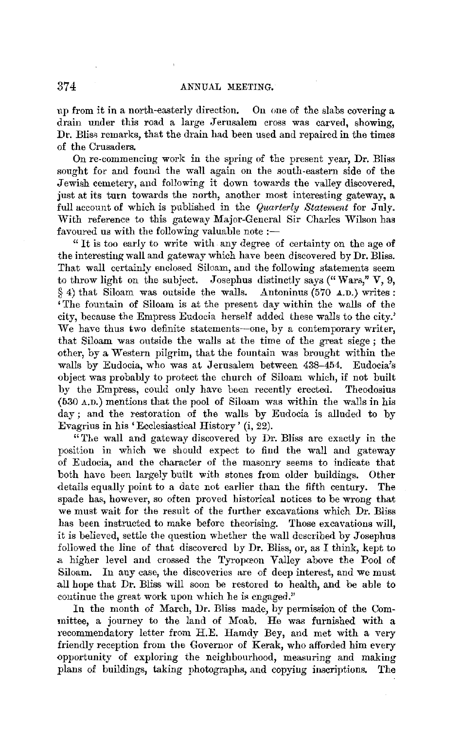up from it in a north-easterly direction. On one of the slabs covering a drain under this road a large Jerusalem cross was carved, showing, Dr. Bliss remarks, that the drain had been used and repaired in the times of the Crusaders.

On re-commencing work in the spring of the present year, Dr. Bliss sought for and found the wall again on the south-eastern side of the Jewish cemetery, and following it down towards the valley discovered, just at its turn towards the north, another most interesting gateway, a full account of which is published in the *Quarterly Statement* for July. With reference to this gateway Major-General Sir Charles Wilson has favoured us with the following valuable note :—

"It is too early to write with any degree of certainty on the age of the interesting wall and gateway which have been discovered by Dr. Bliss. That wall certainly enclosed Siloam, and the following statements seem to throw light on the subject. Josephus distinctly says ("Wars," V, 9, § 4) that Siloam was outside the walls. Antoninus (570 A.D.) writes : 'The fountain of Siloam is at the present day within the walls of the city, because the Empress Eudocia herself added these walls to the city.' We have thus two definite statements—one, by a contemporary writer, that Siloam was outside the walls at the time of the great siege ; the other, by a Western pilgrim, that the fountain was brought within the walls by Eudocia, who was at Jerusalem between 438–454. Eudocia's object was probably to protect the church of Siloam which, if not built by the Empress, could only have been recently erected. Theodosius (530 A.D.) mentions that the pool of Siloam was within the walls in his day ; and the restoration of the walls by Eudocia is alluded to by Evagrius in his 'Ecclesiastical History' (i, 22).

"The wall and gateway discovered by Dr. Bliss are exactly in the position in which we should expect to find the wall and gateway of Eudocia, and the character of the masonry seems to indicate that both have been largely built with stones from older buildings. Other details equally point to a date not earlier than the fifth century. The spade has, however, so often proved historical notices to be wrong that we must wait for the result of the further excavations which Dr. Bliss has been instructed to make before theorising. Those excavations will, it is believed, settle the question whether the wall described by Josephus followed the line of that discovered by Dr. Bliss, or, as I think, kept to a higher level and crossed the Tyropœon Valley above the Pool of Siloam. In any case, the discoveries are of deep interest, and we must all hope that Dr. Bliss will soon be restored to health, and be able to continue the great work upon which he is engaged."

In the month of March, Dr. Bliss made, by permission of the Committee, a journey to the land of Moab. He was furnished with a recommendatory letter from H.E. Hamdy Bey, and met with a very friendly reception from the Governor of Kerak, who afforded him every opportunity of exploring the neighbourhood, measuring and making plans of buildings, taking photographs, and copying inscriptions. The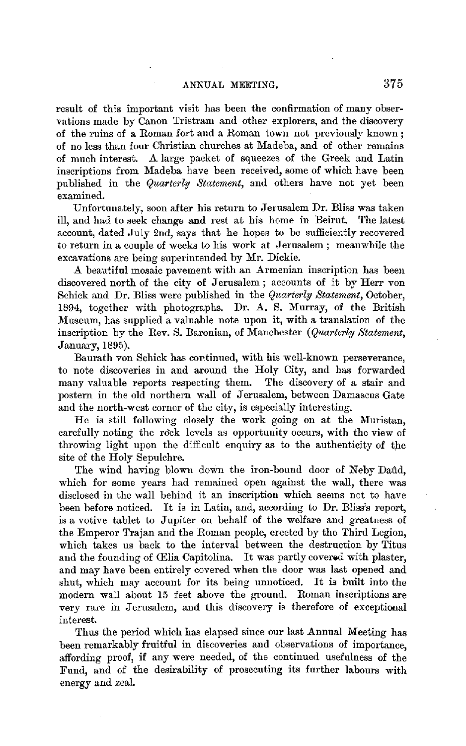result of this important visit has been the confirmation of many observations made by Canon Tristram and other explorers, and the discovery of the ruins of a Roman fort and a Roman town not previously known; of no less than four Christian churches at Madeba, and of other remains of much interest. A large packet of squeezes of the Greek and Latin inscriptions from Madeba have been received, some of which have been published in the *Quarterly Statement*, and others have not yet been examined.

Unfortunately, soon after his return to Jerusalem Dr. Bliss was taken ill, and had to seek change and rest at his home in Beirut. The latest account, dated July 2nd, says that he hopes to be sufficiently recovered to return in a couple of weeks to his work at Jerusalem; meanwhile the excavations are being superintended by Mr. Dickie.

A beautiful mosaic pavement with an Armenian inscription has been discovered north of the city of Jerusalem; accounts of it by Herr von Schick and Dr. Bliss were published in the *Quarterly Statement*, October, 1894, together with photographs. Dr. A. S. Murray, of the British Museum, has supplied a valuable note upon it, with a translation of the inscription by the Rev. S. Baronian, of Manchester (*Quarterly Statement*, January, 1895).

Baurath von Schick has continued, with his well-known perseverance, to note discoveries in and around the Holy City, and has forwarded many valuable reports respecting them. The discovery of a stair and postern in the old northern wall of Jerusalem, between Damascus Gate and the north-west corner of the city, is especially interesting.

He is still following closely the work going on at the Muristan, carefully noting the rock levels as opportunity occurs, with the view of throwing light upon the difficult enquiry as to the authenticity of the site of the Holy Sepulchre.

The wind having blown down the iron-bound door of Neby Daûd, which for some years had remained open against the wall, there was disclosed in the wall behind it an inscription which seems not to have been before noticed. It is in Latin, and, according to Dr. Bliss's report, is a votive tablet to Jupiter on behalf of the welfare and greatness of the Emperor Trajan and the Roman people, erected by the Third Legion, which takes us back to the interval between the destruction by Titus and the founding of Œlia Capitolina. It was partly covered with plaster, and may have been entirely covered when the door was last opened and shut, which may account for its being unnoticed. It is built into the modern wall about 15 feet above the ground. Roman inscriptions are very rare in Jerusalem, and this discovery is therefore of exceptional interest.

Thus the period which has elapsed since our last Annual Meeting has been remarkably fruitful in discoveries and observations of importance, affording proof, if any were needed, of the continued usefulness of the Fund, and of the desirability of prosecuting its further labours with energy and zeal.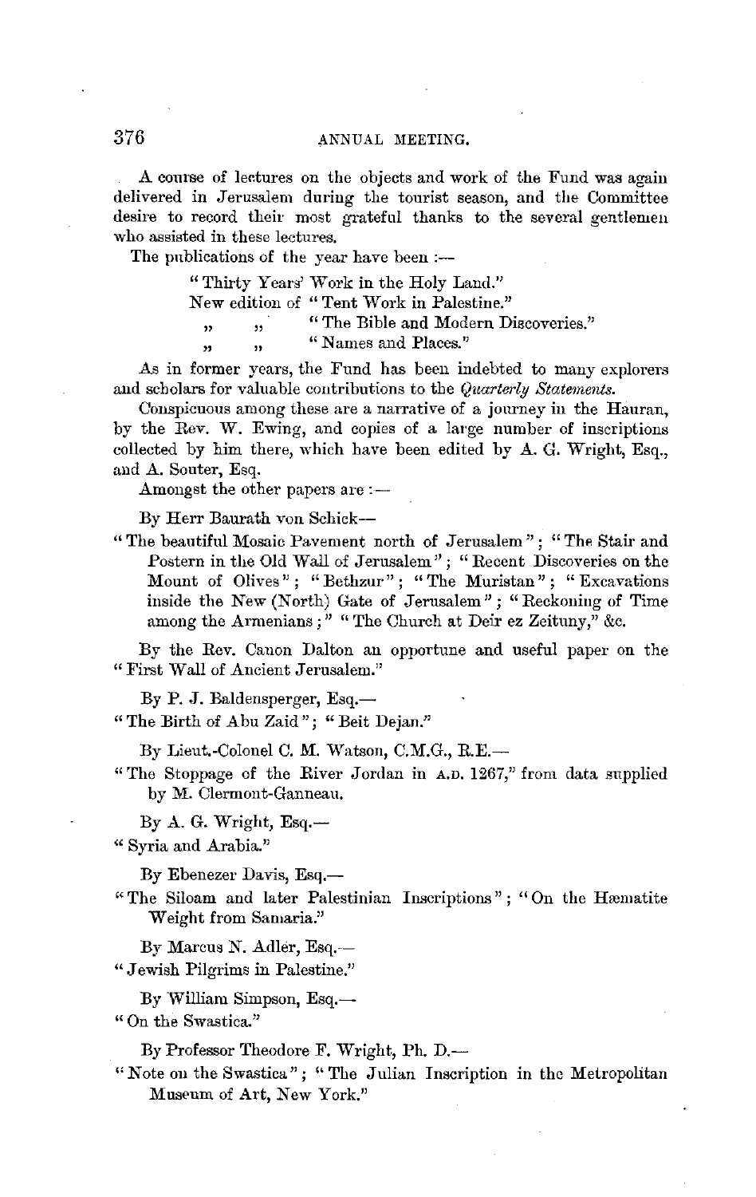A course of lectures on the objects and work of the Fund was again delivered in Jerusalem during the tourist season, and the Committee desire to record their most grateful thanks to the several gentlemen who assisted in these lectures.

The publications of the year have been :—

"Thirty Years' Work in the Holy Land."
New edition of "Tent Work in Palestine."
" " "The Bible and Modern Discoveries."
" " "Names and Places."

As in former years, the Fund has been indebted to many explorers and scholars for valuable contributions to the *Quarterly Statements*.

Conspicuous among these are a narrative of a journey in the Hauran, by the Rev. W. Ewing, and copies of a large number of inscriptions collected by him there, which have been edited by A. G. Wright, Esq., and A. Souter, Esq.

Amongst the other papers are :—

By Herr Baurath von Schick—

"The beautiful Mosaic Pavement north of Jerusalem"; "The Stair and Postern in the Old Wall of Jerusalem"; "Recent Discoveries on the Mount of Olives"; "Bethzur"; "The Muristan"; "Excavations inside the New (North) Gate of Jerusalem"; "Reckoning of Time among the Armenians;" "The Church at Deir ez Zeituny," &c.

By the Rev. Canon Dalton an opportune and useful paper on the "First Wall of Ancient Jerusalem."

By P. J. Baldensperger, Esq.—

"The Birth of Abu Zaid"; "Beit Dejan."

By Lieut.-Colonel C. M. Watson, C.M.G., R.E.—

"The Stoppage of the River Jordan in A.D. 1267," from data supplied by M. Clermont-Ganneau.

By A. G. Wright, Esq.—

"Syria and Arabia."

By Ebenezer Davis, Esq.—

"The Siloam and later Palestinian Inscriptions"; "On the Hæmatite Weight from Samaria."

By Marcus N. Adler, Esq.—

"Jewish Pilgrims in Palestine."

By William Simpson, Esq.—

"On the Swastica."

By Professor Theodore F. Wright, Ph. D.—

"Note on the Swastica"; "The Julian Inscription in the Metropolitan Museum of Art, New York."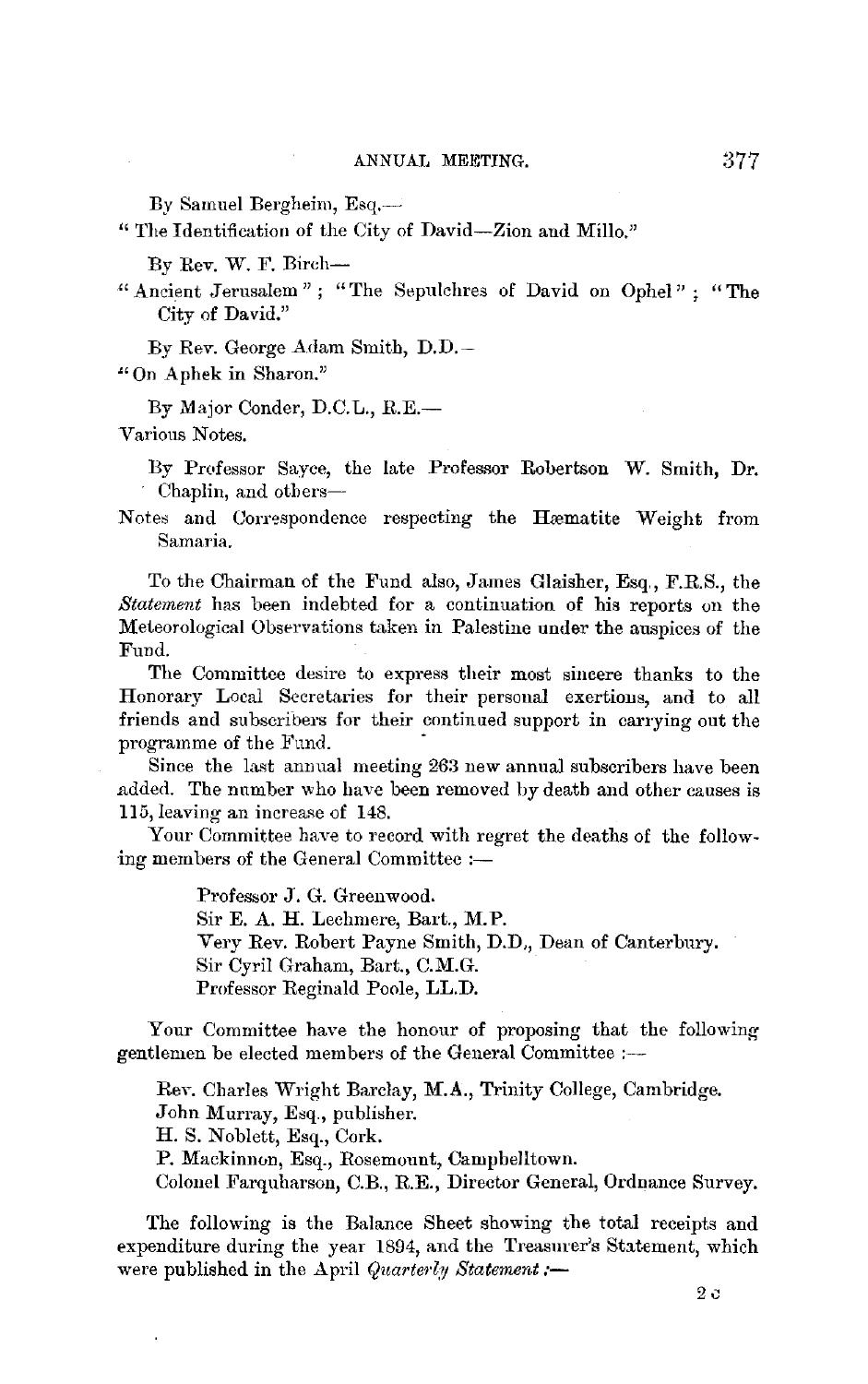By Samuel Bergheim, Esq.—

"The Identification of the City of David—Zion and Millo."

By Rev. W. F. Birch—

"Ancient Jerusalem"; "The Sepulchres of David on Ophel"; "The City of David."

By Rev. George Adam Smith, D.D.—

"On Aphek in Sharon."

By Major Conder, D.C.L., R.E.—

Various Notes.

By Professor Sayce, the late Professor Robertson W. Smith, Dr. Chaplin, and others—

Notes and Correspondence respecting the Hæmatite Weight from Samaria.

To the Chairman of the Fund also, James Glaisher, Esq., F.R.S., the *Statement* has been indebted for a continuation of his reports on the Meteorological Observations taken in Palestine under the auspices of the Fund.

The Committee desire to express their most sincere thanks to the Honorary Local Secretaries for their personal exertions, and to all friends and subscribers for their continued support in carrying out the programme of the Fund.

Since the last annual meeting 263 new annual subscribers have been added. The number who have been removed by death and other causes is 115, leaving an increase of 148.

Your Committee have to record with regret the deaths of the following members of the General Committee:—

Professor J. G. Greenwood.
Sir E. A. H. Lechmere, Bart., M.P.
Very Rev. Robert Payne Smith, D.D., Dean of Canterbury.
Sir Cyril Graham, Bart., C.M.G.
Professor Reginald Poole, LL.D.

Your Committee have the honour of proposing that the following gentlemen be elected members of the General Committee:—

Rev. Charles Wright Barclay, M.A., Trinity College, Cambridge.
John Murray, Esq., publisher.
H. S. Noblett, Esq., Cork.
P. Mackinnon, Esq., Rosemount, Campbelltown.
Colonel Farquharson, C.B., R.E., Director General, Ordnance Survey.

The following is the Balance Sheet showing the total receipts and expenditure during the year 1894, and the Treasurer's Statement, which were published in the April *Quarterly Statement*:—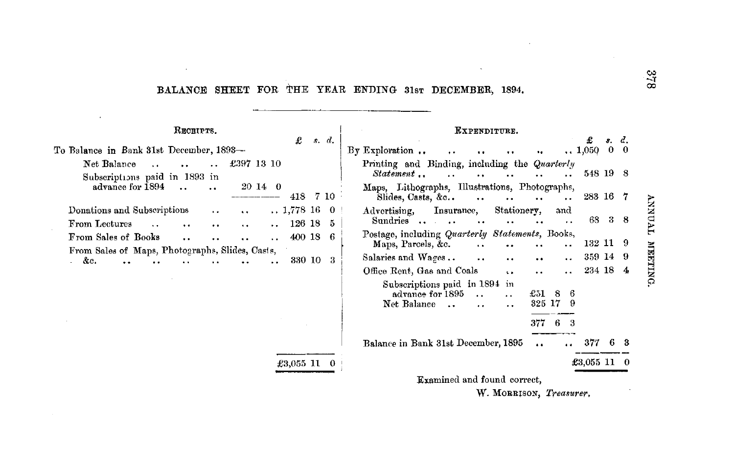# BALANCE SHEET FOR THE YEAR ENDING 31st DECEMBER, 1894.

| RECEIPTS. | | £ s. d. |
|---|---|---|
| To Balance in Bank 31st December, 1893— | | |
| Net Balance .. .. .. | £397 13 10 | |
| Subscriptions paid in 1893 in advance for 1894 .. .. | 20 14 0 | |
| | | 418 7 10 |
| Donations and Subscriptions .. .. .. | | 1,778 16 0 |
| From Lectures .. .. .. .. .. | | 126 18 5 |
| From Sales of Books .. .. .. .. | | 400 18 6 |
| From Sales of Maps, Photographs, Slides, Casts, &c. .. .. .. .. .. .. .. | | 330 10 3 |
| | | £3,055 11 0 |

| EXPENDITURE. | | £ s. d. |
|---|---|---|
| By Exploration .. .. .. .. .. .. | | 1,050 0 0 |
| Printing and Binding, including the *Quarterly Statement* .. .. .. .. .. .. | | 548 19 8 |
| Maps, Lithographs, Illustrations, Photographs, Slides, Casts, &c. .. .. .. .. .. | | 283 16 7 |
| Advertising, Insurance, Stationery, and Sundries .. .. .. .. .. .. | | 68 3 8 |
| Postage, including *Quarterly Statements*, Books, Maps, Parcels, &c. .. .. .. .. | | 132 11 9 |
| Salaries and Wages .. .. .. .. .. | | 359 14 9 |
| Office Rent, Gas and Coals .. .. .. | | 234 18 4 |
| Subscriptions paid in 1894 in advance for 1895 .. .. | £51 8 6 | |
| Net Balance .. .. .. | 325 17 9 | |
| | 377 6 3 | |
| Balance in Bank 31st December, 1895 .. .. | | 377 6 3 |
| | | £3,055 11 0 |

Examined and found correct,

W. MORRISON, *Treasurer*.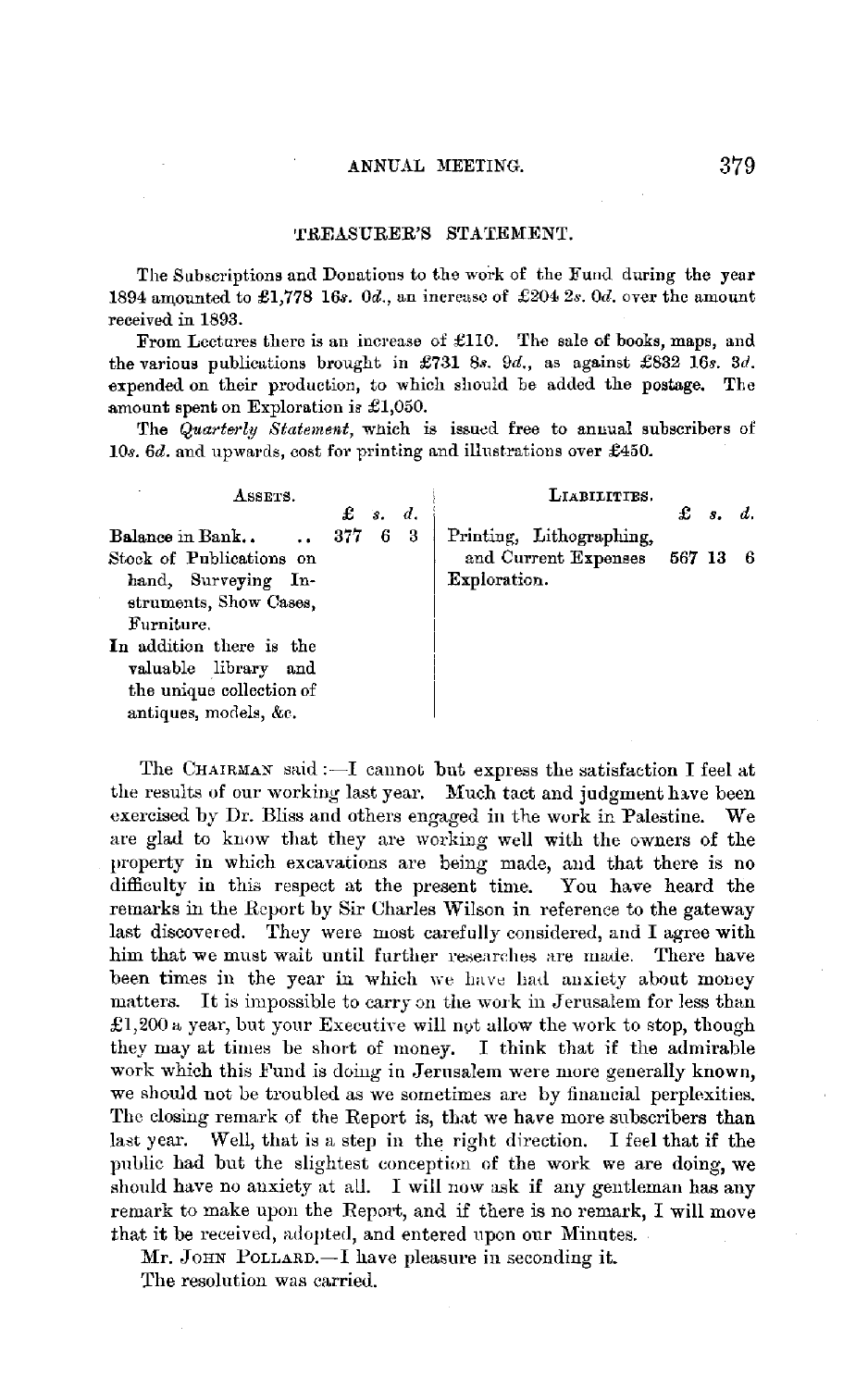## TREASURER'S STATEMENT.

The Subscriptions and Donations to the work of the Fund during the year 1894 amounted to £1,778 16*s*. 0*d*., an increase of £204 2*s*. 0*d*. over the amount received in 1893.

From Lectures there is an increase of £110. The sale of books, maps, and the various publications brought in £731 8*s*. 9*d*., as against £832 16*s*. 3*d*. expended on their production, to which should be added the postage. The amount spent on Exploration is £1,050.

The *Quarterly Statement*, which is issued free to annual subscribers of 10*s*. 6*d*. and upwards, cost for printing and illustrations over £450.

| ASSETS. | £ | s. | d. | LIABILITIES. | £ | s. | d. |
|---|---|---|---|---|---|---|---|
| Balance in Bank.. .. | 377 | 6 | 3 | Printing, Lithographing, and Current Expenses | 567 | 13 | 6 |
| Stock of Publications on hand, Surveying Instruments, Show Cases, Furniture. | | | | Exploration. | | | |
| In addition there is the valuable library and the unique collection of antiques, models, &c. | | | | | | | |

The CHAIRMAN said :—I cannot but express the satisfaction I feel at the results of our working last year. Much tact and judgment have been exercised by Dr. Bliss and others engaged in the work in Palestine. We are glad to know that they are working well with the owners of the property in which excavations are being made, and that there is no difficulty in this respect at the present time. You have heard the remarks in the Report by Sir Charles Wilson in reference to the gateway last discovered. They were most carefully considered, and I agree with him that we must wait until further researches are made. There have been times in the year in which we have had anxiety about money matters. It is impossible to carry on the work in Jerusalem for less than £1,200 a year, but your Executive will not allow the work to stop, though they may at times be short of money. I think that if the admirable work which this Fund is doing in Jerusalem were more generally known, we should not be troubled as we sometimes are by financial perplexities. The closing remark of the Report is, that we have more subscribers than last year. Well, that is a step in the right direction. I feel that if the public had but the slightest conception of the work we are doing, we should have no anxiety at all. I will now ask if any gentleman has any remark to make upon the Report, and if there is no remark, I will move that it be received, adopted, and entered upon our Minutes.

Mr. JOHN POLLARD.—I have pleasure in seconding it.

The resolution was carried.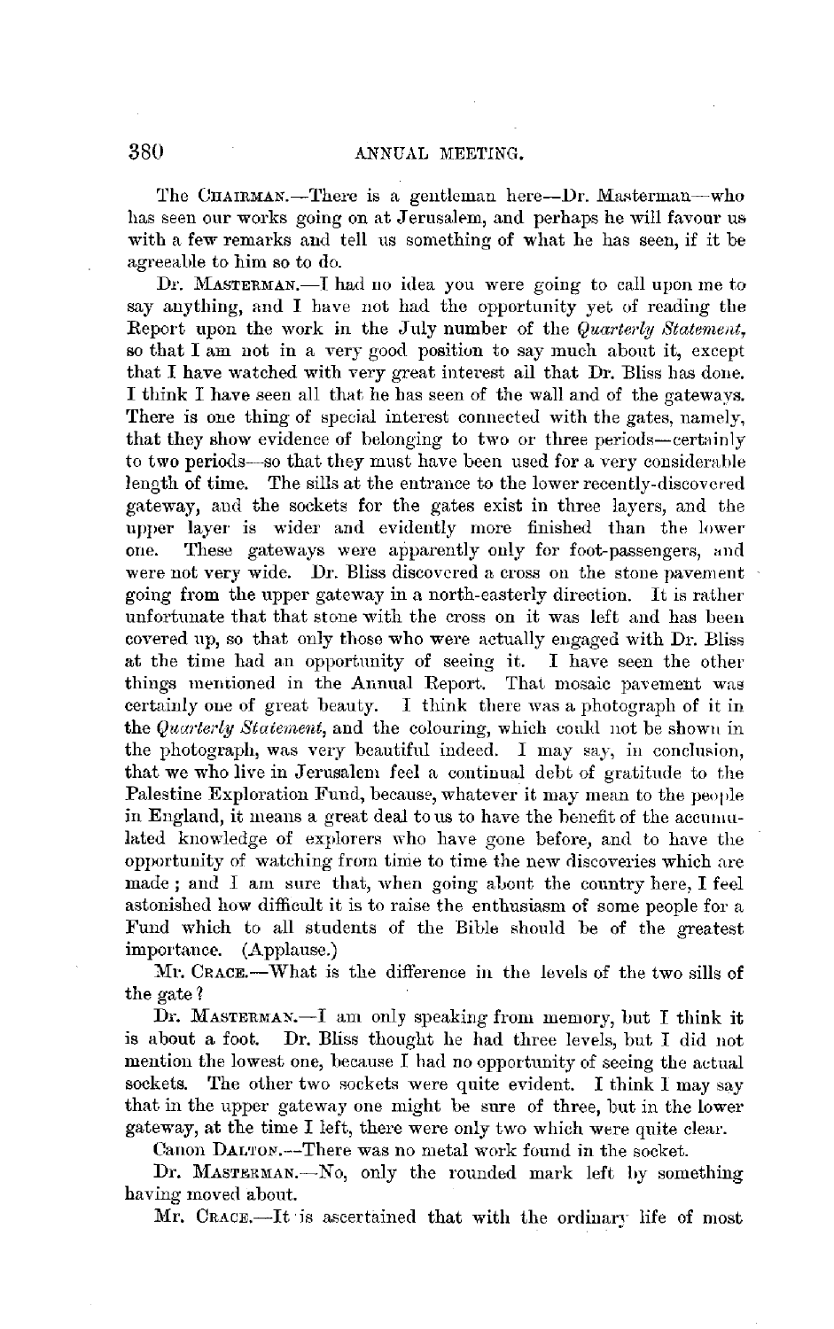The CHAIRMAN.—There is a gentleman here—Dr. Masterman—who has seen our works going on at Jerusalem, and perhaps he will favour us with a few remarks and tell us something of what he has seen, if it be agreeable to him so to do.

Dr. MASTERMAN.—I had no idea you were going to call upon me to say anything, and I have not had the opportunity yet of reading the Report upon the work in the July number of the *Quarterly Statement*, so that I am not in a very good position to say much about it, except that I have watched with very great interest all that Dr. Bliss has done. I think I have seen all that he has seen of the wall and of the gateways. There is one thing of special interest connected with the gates, namely, that they show evidence of belonging to two or three periods—certainly to two periods—so that they must have been used for a very considerable length of time. The sills at the entrance to the lower recently-discovered gateway, and the sockets for the gates exist in three layers, and the upper layer is wider and evidently more finished than the lower one. These gateways were apparently only for foot-passengers, and were not very wide. Dr. Bliss discovered a cross on the stone pavement going from the upper gateway in a north-easterly direction. It is rather unfortunate that that stone with the cross on it was left and has been covered up, so that only those who were actually engaged with Dr. Bliss at the time had an opportunity of seeing it. I have seen the other things mentioned in the Annual Report. That mosaic pavement was certainly one of great beauty. I think there was a photograph of it in the *Quarterly Statement*, and the colouring, which could not be shown in the photograph, was very beautiful indeed. I may say, in conclusion, that we who live in Jerusalem feel a continual debt of gratitude to the Palestine Exploration Fund, because, whatever it may mean to the people in England, it means a great deal to us to have the benefit of the accumulated knowledge of explorers who have gone before, and to have the opportunity of watching from time to time the new discoveries which are made; and I am sure that, when going about the country here, I feel astonished how difficult it is to raise the enthusiasm of some people for a Fund which to all students of the Bible should be of the greatest importance. (Applause.)

Mr. CRACE.—What is the difference in the levels of the two sills of the gate?

Dr. MASTERMAN.—I am only speaking from memory, but I think it is about a foot. Dr. Bliss thought he had three levels, but I did not mention the lowest one, because I had no opportunity of seeing the actual sockets. The other two sockets were quite evident. I think I may say that in the upper gateway one might be sure of three, but in the lower gateway, at the time I left, there were only two which were quite clear.

Canon DALTON.—There was no metal work found in the socket.

Dr. MASTERMAN.—No, only the rounded mark left by something having moved about.

Mr. CRACE.—It is ascertained that with the ordinary life of most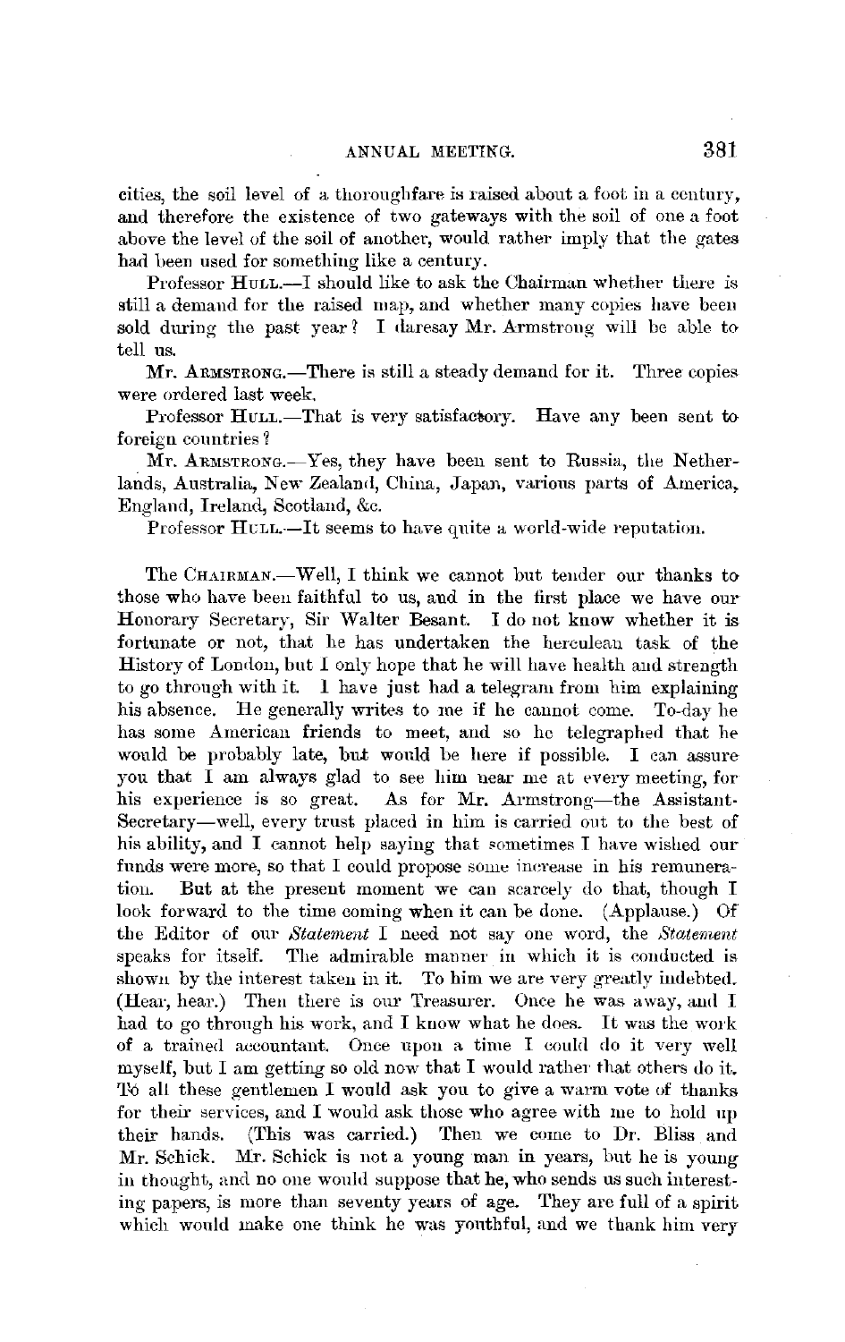cities, the soil level of a thoroughfare is raised about a foot in a century, and therefore the existence of two gateways with the soil of one a foot above the level of the soil of another, would rather imply that the gates had been used for something like a century.

Professor HULL.—I should like to ask the Chairman whether there is still a demand for the raised map, and whether many copies have been sold during the past year? I daresay Mr. Armstrong will be able to tell us.

Mr. ARMSTRONG.—There is still a steady demand for it. Three copies were ordered last week.

Professor HULL.—That is very satisfactory. Have any been sent to foreign countries?

Mr. ARMSTRONG.—Yes, they have been sent to Russia, the Netherlands, Australia, New Zealand, China, Japan, various parts of America, England, Ireland, Scotland, &c.

Professor HULL.—It seems to have quite a world-wide reputation.

The CHAIRMAN.—Well, I think we cannot but tender our thanks to those who have been faithful to us, and in the first place we have our Honorary Secretary, Sir Walter Besant. I do not know whether it is fortunate or not, that he has undertaken the herculean task of the History of London, but I only hope that he will have health and strength to go through with it. I have just had a telegram from him explaining his absence. He generally writes to me if he cannot come. To-day he has some American friends to meet, and so he telegraphed that he would be probably late, but would be here if possible. I can assure you that I am always glad to see him near me at every meeting, for his experience is so great. As for Mr. Armstrong—the Assistant-Secretary—well, every trust placed in him is carried out to the best of his ability, and I cannot help saying that sometimes I have wished our funds were more, so that I could propose some increase in his remuneration. But at the present moment we can scarcely do that, though I look forward to the time coming when it can be done. (Applause.) Of the Editor of our *Statement* I need not say one word, the *Statement* speaks for itself. The admirable manner in which it is conducted is shown by the interest taken in it. To him we are very greatly indebted. (Hear, hear.) Then there is our Treasurer. Once he was away, and I had to go through his work, and I know what he does. It was the work of a trained accountant. Once upon a time I could do it very well myself, but I am getting so old now that I would rather that others do it. To all these gentlemen I would ask you to give a warm vote of thanks for their services, and I would ask those who agree with me to hold up their hands. (This was carried.) Then we come to Dr. Bliss and Mr. Schick. Mr. Schick is not a young man in years, but he is young in thought, and no one would suppose that he, who sends us such interesting papers, is more than seventy years of age. They are full of a spirit which would make one think he was youthful, and we thank him very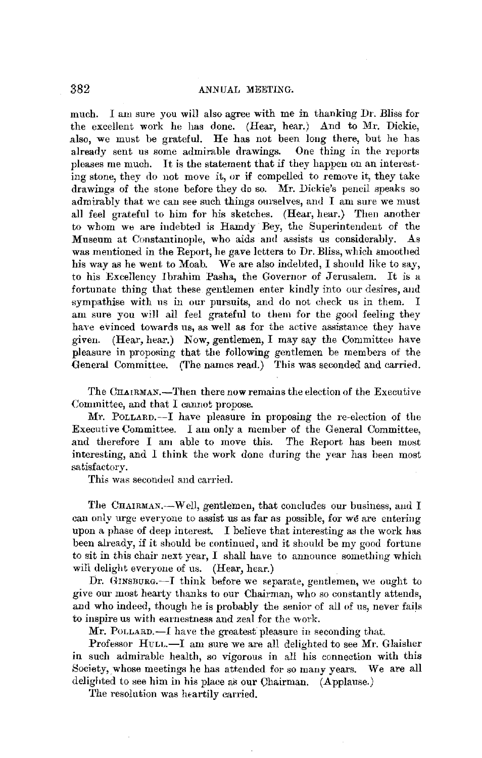much. I am sure you will also agree with me in thanking Dr. Bliss for the excellent work he has done. (Hear, hear.) And to Mr. Dickie, also, we must be grateful. He has not been long there, but he has already sent us some admirable drawings. One thing in the reports pleases me much. It is the statement that if they happen on an interesting stone, they do not move it, or if compelled to remove it, they take drawings of the stone before they do so. Mr. Dickie's pencil speaks so admirably that we can see such things ourselves, and I am sure we must all feel grateful to him for his sketches. (Hear, hear.) Then another to whom we are indebted is Hamdy Bey, the Superintendent of the Museum at Constantinople, who aids and assists us considerably. As was mentioned in the Report, he gave letters to Dr. Bliss, which smoothed his way as he went to Moab. We are also indebted, I should like to say, to his Excellency Ibrahim Pasha, the Governor of Jerusalem. It is a fortunate thing that these gentlemen enter kindly into our desires, and sympathise with us in our pursuits, and do not check us in them. I am sure you will all feel grateful to them for the good feeling they have evinced towards us, as well as for the active assistance they have given. (Hear, hear.) Now, gentlemen, I may say the Committee have pleasure in proposing that the following gentlemen be members of the General Committee. (The names read.) This was seconded and carried.

The CHAIRMAN.—Then there now remains the election of the Executive Committee, and that I cannot propose.

Mr. POLLARD.—I have pleasure in proposing the re-election of the Executive Committee. I am only a member of the General Committee, and therefore I am able to move this. The Report has been most interesting, and I think the work done during the year has been most satisfactory.

This was seconded and carried.

The CHAIRMAN.—Well, gentlemen, that concludes our business, and I can only urge everyone to assist us as far as possible, for we are entering upon a phase of deep interest. I believe that interesting as the work has been already, if it should be continued, and it should be my good fortune to sit in this chair next year, I shall have to announce something which will delight everyone of us. (Hear, hear.)

Dr. GINSBURG.—I think before we separate, gentlemen, we ought to give our most hearty thanks to our Chairman, who so constantly attends, and who indeed, though he is probably the senior of all of us, never fails to inspire us with earnestness and zeal for the work.

Mr. POLLARD.—I have the greatest pleasure in seconding that.

Professor HULL.—I am sure we are all delighted to see Mr. Glaisher in such admirable health, so vigorous in all his connection with this Society, whose meetings he has attended for so many years. We are all delighted to see him in his place as our Chairman. (Applause.)

The resolution was heartily carried.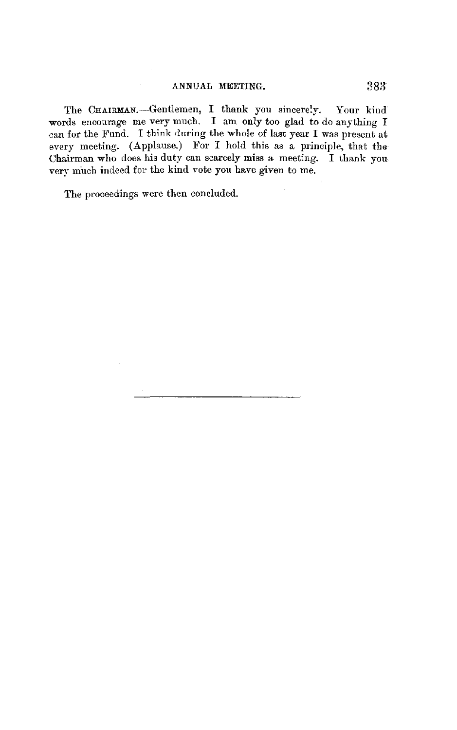The Chairman.—Gentlemen, I thank you sincerely. Your kind words encourage me very much. I am only too glad to do anything I can for the Fund. I think during the whole of last year I was present at every meeting. (Applause.) For I hold this as a principle, that the Chairman who does his duty can scarcely miss a meeting. I thank you very much indeed for the kind vote you have given to me.

The proceedings were then concluded.

---